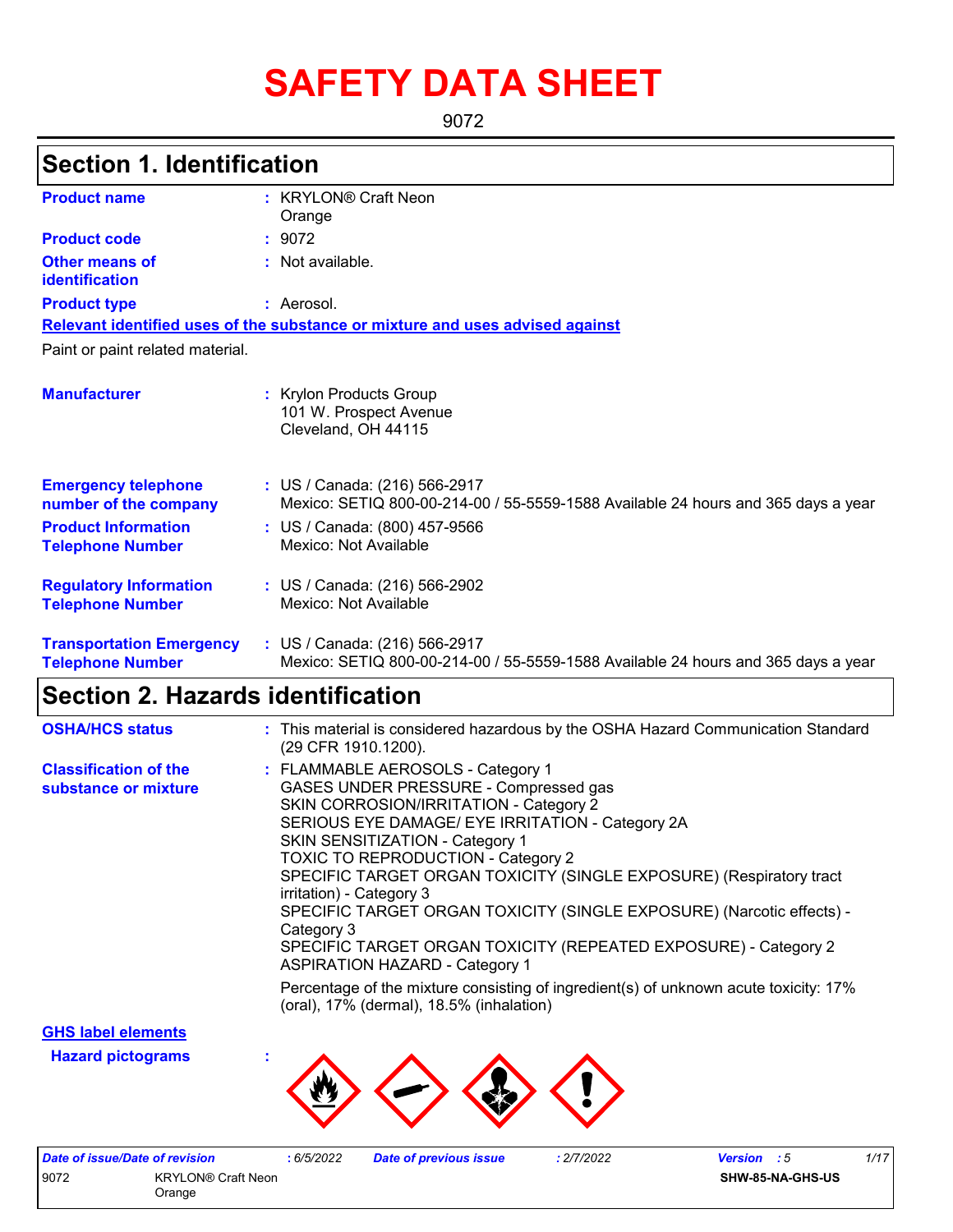# SAFETY DATA SHEET

9072

## Section 1. Identification

| | |
|---|---|
| **Product name** | : KRYLON® Craft Neon Orange |
| **Product code** | : 9072 |
| **Other means of identification** | : Not available. |
| **Product type** | : Aerosol. |

**Relevant identified uses of the substance or mixture and uses advised against**

Paint or paint related material.

| | |
|---|---|
| **Manufacturer** | : Krylon Products Group<br>101 W. Prospect Avenue<br>Cleveland, OH 44115 |
| **Emergency telephone number of the company** | : US / Canada: (216) 566-2917<br>Mexico: SETIQ 800-00-214-00 / 55-5559-1588 Available 24 hours and 365 days a year |
| **Product Information Telephone Number** | : US / Canada: (800) 457-9566<br>Mexico: Not Available |
| **Regulatory Information Telephone Number** | : US / Canada: (216) 566-2902<br>Mexico: Not Available |
| **Transportation Emergency Telephone Number** | : US / Canada: (216) 566-2917<br>Mexico: SETIQ 800-00-214-00 / 55-5559-1588 Available 24 hours and 365 days a year |

## Section 2. Hazards identification

| | |
|---|---|
| **OSHA/HCS status** | : This material is considered hazardous by the OSHA Hazard Communication Standard (29 CFR 1910.1200). |
| **Classification of the substance or mixture** | : FLAMMABLE AEROSOLS - Category 1<br>GASES UNDER PRESSURE - Compressed gas<br>SKIN CORROSION/IRRITATION - Category 2<br>SERIOUS EYE DAMAGE/ EYE IRRITATION - Category 2A<br>SKIN SENSITIZATION - Category 1<br>TOXIC TO REPRODUCTION - Category 2<br>SPECIFIC TARGET ORGAN TOXICITY (SINGLE EXPOSURE) (Respiratory tract irritation) - Category 3<br>SPECIFIC TARGET ORGAN TOXICITY (SINGLE EXPOSURE) (Narcotic effects) - Category 3<br>SPECIFIC TARGET ORGAN TOXICITY (REPEATED EXPOSURE) - Category 2<br>ASPIRATION HAZARD - Category 1<br><br>Percentage of the mixture consisting of ingredient(s) of unknown acute toxicity: 17% (oral), 17% (dermal), 18.5% (inhalation) |

**GHS label elements**

**Hazard pictograms** :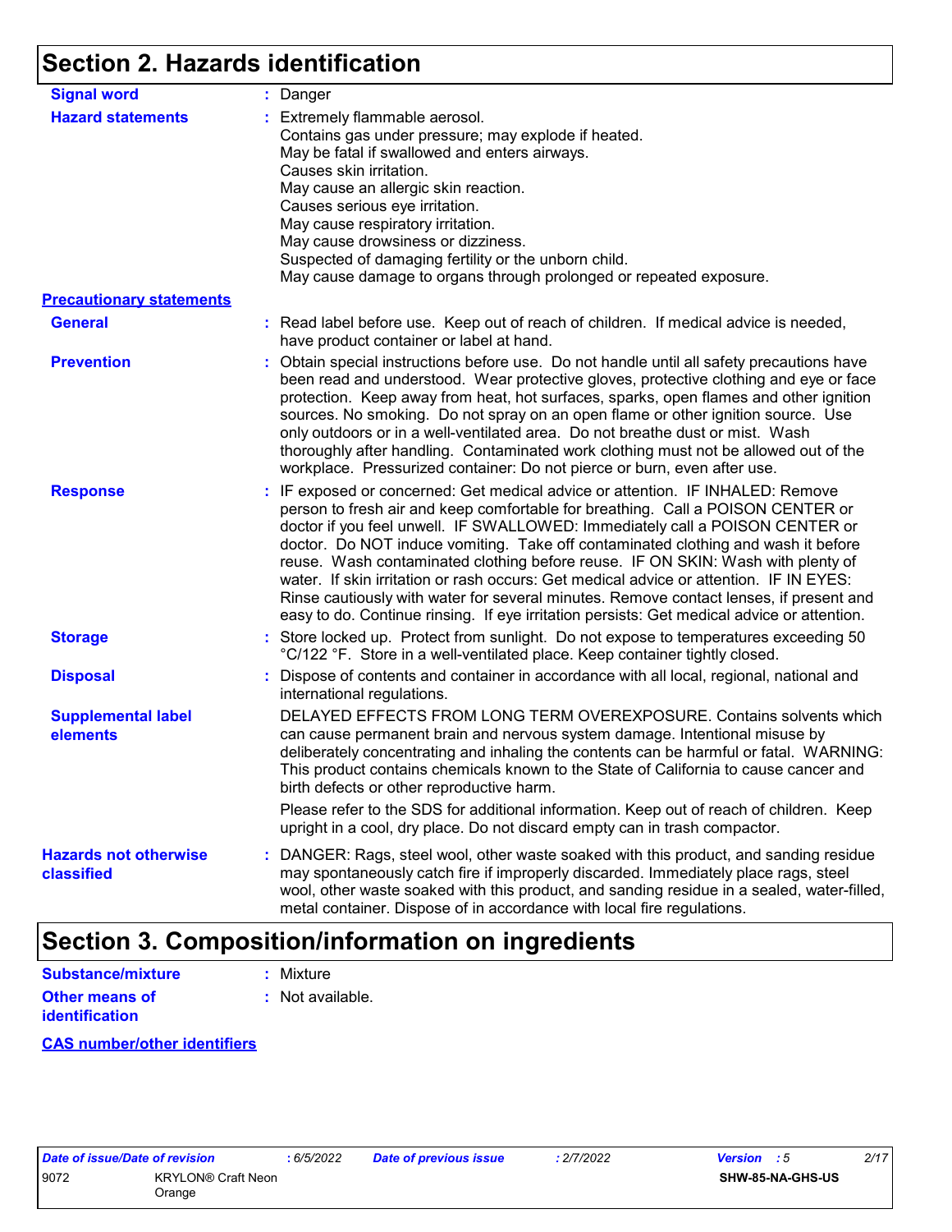## Section 2. Hazards identification

**Signal word** : Danger

**Hazard statements** : Extremely flammable aerosol.
Contains gas under pressure; may explode if heated.
May be fatal if swallowed and enters airways.
Causes skin irritation.
May cause an allergic skin reaction.
Causes serious eye irritation.
May cause respiratory irritation.
May cause drowsiness or dizziness.
Suspected of damaging fertility or the unborn child.
May cause damage to organs through prolonged or repeated exposure.

### Precautionary statements

**General** : Read label before use. Keep out of reach of children. If medical advice is needed, have product container or label at hand.

**Prevention** : Obtain special instructions before use. Do not handle until all safety precautions have been read and understood. Wear protective gloves, protective clothing and eye or face protection. Keep away from heat, hot surfaces, sparks, open flames and other ignition sources. No smoking. Do not spray on an open flame or other ignition source. Use only outdoors or in a well-ventilated area. Do not breathe dust or mist. Wash thoroughly after handling. Contaminated work clothing must not be allowed out of the workplace. Pressurized container: Do not pierce or burn, even after use.

**Response** : IF exposed or concerned: Get medical advice or attention. IF INHALED: Remove person to fresh air and keep comfortable for breathing. Call a POISON CENTER or doctor if you feel unwell. IF SWALLOWED: Immediately call a POISON CENTER or doctor. Do NOT induce vomiting. Take off contaminated clothing and wash it before reuse. Wash contaminated clothing before reuse. IF ON SKIN: Wash with plenty of water. If skin irritation or rash occurs: Get medical advice or attention. IF IN EYES: Rinse cautiously with water for several minutes. Remove contact lenses, if present and easy to do. Continue rinsing. If eye irritation persists: Get medical advice or attention.

**Storage** : Store locked up. Protect from sunlight. Do not expose to temperatures exceeding 50 °C/122 °F. Store in a well-ventilated place. Keep container tightly closed.

**Disposal** : Dispose of contents and container in accordance with all local, regional, national and international regulations.

**Supplemental label elements** DELAYED EFFECTS FROM LONG TERM OVEREXPOSURE. Contains solvents which can cause permanent brain and nervous system damage. Intentional misuse by deliberately concentrating and inhaling the contents can be harmful or fatal. WARNING: This product contains chemicals known to the State of California to cause cancer and birth defects or other reproductive harm.

Please refer to the SDS for additional information. Keep out of reach of children. Keep upright in a cool, dry place. Do not discard empty can in trash compactor.

**Hazards not otherwise classified** : DANGER: Rags, steel wool, other waste soaked with this product, and sanding residue may spontaneously catch fire if improperly discarded. Immediately place rags, steel wool, other waste soaked with this product, and sanding residue in a sealed, water-filled, metal container. Dispose of in accordance with local fire regulations.

## Section 3. Composition/information on ingredients

**Substance/mixture** : Mixture

**Other means of identification** : Not available.

### CAS number/other identifiers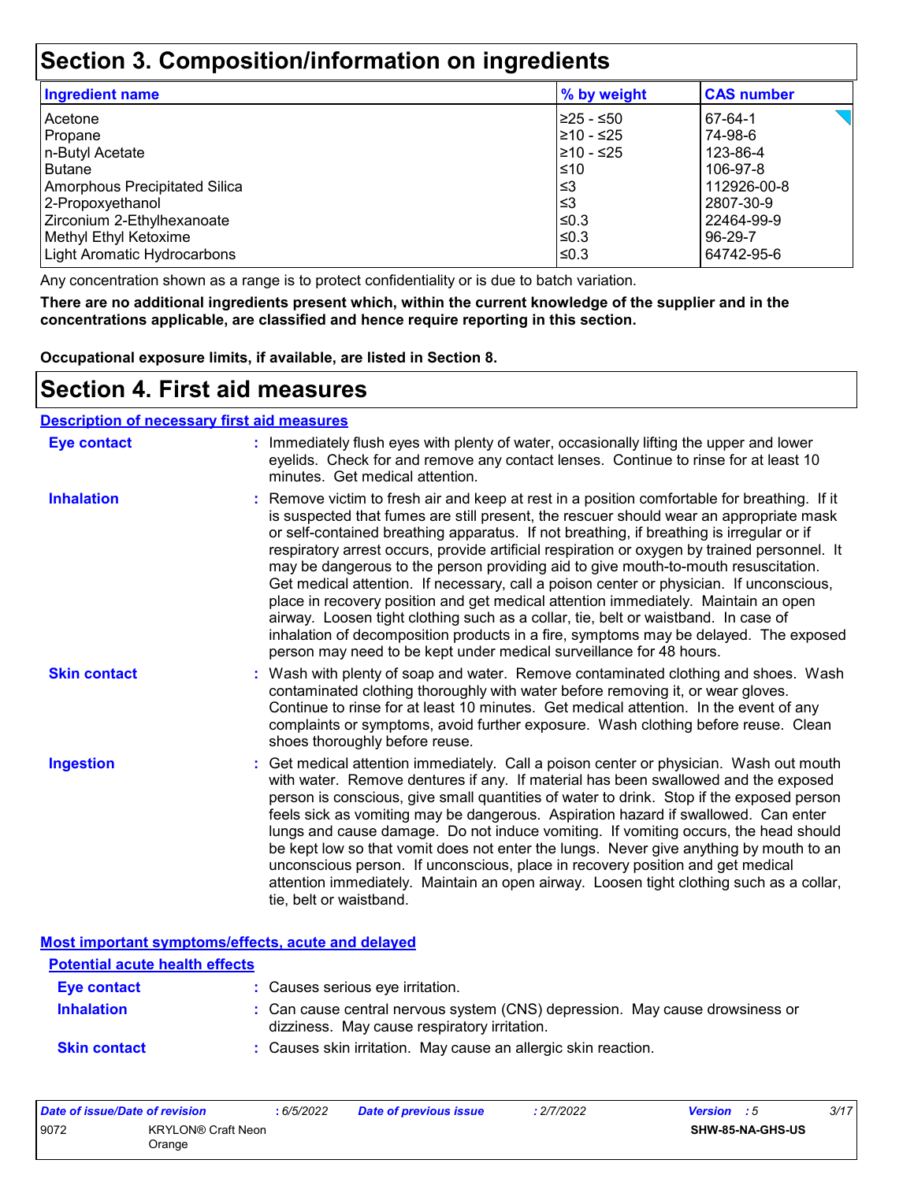# Section 3. Composition/information on ingredients

| Ingredient name | % by weight | CAS number |
| --- | --- | --- |
| Acetone | ≥25 - ≤50 | 67-64-1 |
| Propane | ≥10 - ≤25 | 74-98-6 |
| n-Butyl Acetate | ≥10 - ≤25 | 123-86-4 |
| Butane | ≤10 | 106-97-8 |
| Amorphous Precipitated Silica | ≤3 | 112926-00-8 |
| 2-Propoxyethanol | ≤3 | 2807-30-9 |
| Zirconium 2-Ethylhexanoate | ≤0.3 | 22464-99-9 |
| Methyl Ethyl Ketoxime | ≤0.3 | 96-29-7 |
| Light Aromatic Hydrocarbons | ≤0.3 | 64742-95-6 |

Any concentration shown as a range is to protect confidentiality or is due to batch variation.

**There are no additional ingredients present which, within the current knowledge of the supplier and in the concentrations applicable, are classified and hence require reporting in this section.**

**Occupational exposure limits, if available, are listed in Section 8.**

# Section 4. First aid measures

## Description of necessary first aid measures

**Eye contact** : Immediately flush eyes with plenty of water, occasionally lifting the upper and lower eyelids. Check for and remove any contact lenses. Continue to rinse for at least 10 minutes. Get medical attention.

**Inhalation** : Remove victim to fresh air and keep at rest in a position comfortable for breathing. If it is suspected that fumes are still present, the rescuer should wear an appropriate mask or self-contained breathing apparatus. If not breathing, if breathing is irregular or if respiratory arrest occurs, provide artificial respiration or oxygen by trained personnel. It may be dangerous to the person providing aid to give mouth-to-mouth resuscitation. Get medical attention. If necessary, call a poison center or physician. If unconscious, place in recovery position and get medical attention immediately. Maintain an open airway. Loosen tight clothing such as a collar, tie, belt or waistband. In case of inhalation of decomposition products in a fire, symptoms may be delayed. The exposed person may need to be kept under medical surveillance for 48 hours.

**Skin contact** : Wash with plenty of soap and water. Remove contaminated clothing and shoes. Wash contaminated clothing thoroughly with water before removing it, or wear gloves. Continue to rinse for at least 10 minutes. Get medical attention. In the event of any complaints or symptoms, avoid further exposure. Wash clothing before reuse. Clean shoes thoroughly before reuse.

**Ingestion** : Get medical attention immediately. Call a poison center or physician. Wash out mouth with water. Remove dentures if any. If material has been swallowed and the exposed person is conscious, give small quantities of water to drink. Stop if the exposed person feels sick as vomiting may be dangerous. Aspiration hazard if swallowed. Can enter lungs and cause damage. Do not induce vomiting. If vomiting occurs, the head should be kept low so that vomit does not enter the lungs. Never give anything by mouth to an unconscious person. If unconscious, place in recovery position and get medical attention immediately. Maintain an open airway. Loosen tight clothing such as a collar, tie, belt or waistband.

## Most important symptoms/effects, acute and delayed

### Potential acute health effects

**Eye contact** : Causes serious eye irritation.

**Inhalation** : Can cause central nervous system (CNS) depression. May cause drowsiness or dizziness. May cause respiratory irritation.

**Skin contact** : Causes skin irritation. May cause an allergic skin reaction.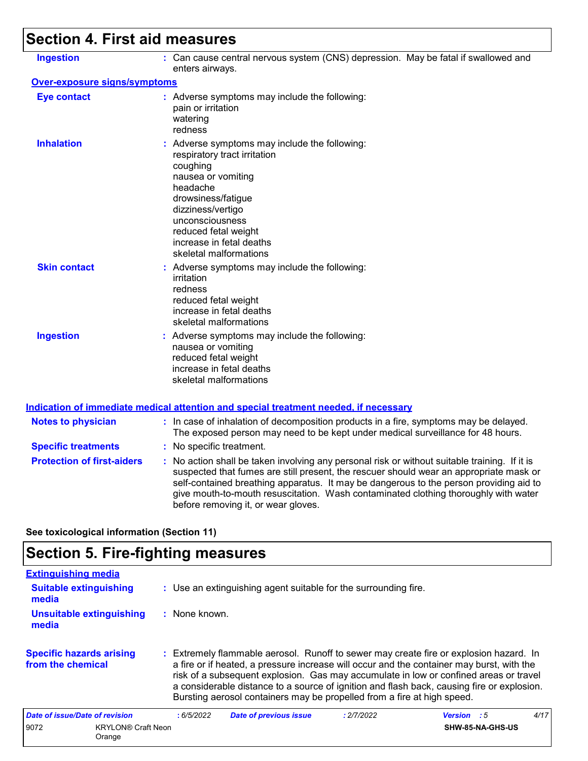# Section 4. First aid measures

**Ingestion** : Can cause central nervous system (CNS) depression. May be fatal if swallowed and enters airways.

**Over-exposure signs/symptoms**

**Eye contact** : Adverse symptoms may include the following:
pain or irritation
watering
redness

**Inhalation** : Adverse symptoms may include the following:
respiratory tract irritation
coughing
nausea or vomiting
headache
drowsiness/fatigue
dizziness/vertigo
unconsciousness
reduced fetal weight
increase in fetal deaths
skeletal malformations

**Skin contact** : Adverse symptoms may include the following:
irritation
redness
reduced fetal weight
increase in fetal deaths
skeletal malformations

**Ingestion** : Adverse symptoms may include the following:
nausea or vomiting
reduced fetal weight
increase in fetal deaths
skeletal malformations

**Indication of immediate medical attention and special treatment needed, if necessary**

**Notes to physician** : In case of inhalation of decomposition products in a fire, symptoms may be delayed. The exposed person may need to be kept under medical surveillance for 48 hours.

**Specific treatments** : No specific treatment.

**Protection of first-aiders** : No action shall be taken involving any personal risk or without suitable training. If it is suspected that fumes are still present, the rescuer should wear an appropriate mask or self-contained breathing apparatus. It may be dangerous to the person providing aid to give mouth-to-mouth resuscitation. Wash contaminated clothing thoroughly with water before removing it, or wear gloves.

**See toxicological information (Section 11)**

# Section 5. Fire-fighting measures

**Extinguishing media**

**Suitable extinguishing media** : Use an extinguishing agent suitable for the surrounding fire.

**Unsuitable extinguishing media** : None known.

**Specific hazards arising from the chemical** : Extremely flammable aerosol. Runoff to sewer may create fire or explosion hazard. In a fire or if heated, a pressure increase will occur and the container may burst, with the risk of a subsequent explosion. Gas may accumulate in low or confined areas or travel a considerable distance to a source of ignition and flash back, causing fire or explosion. Bursting aerosol containers may be propelled from a fire at high speed.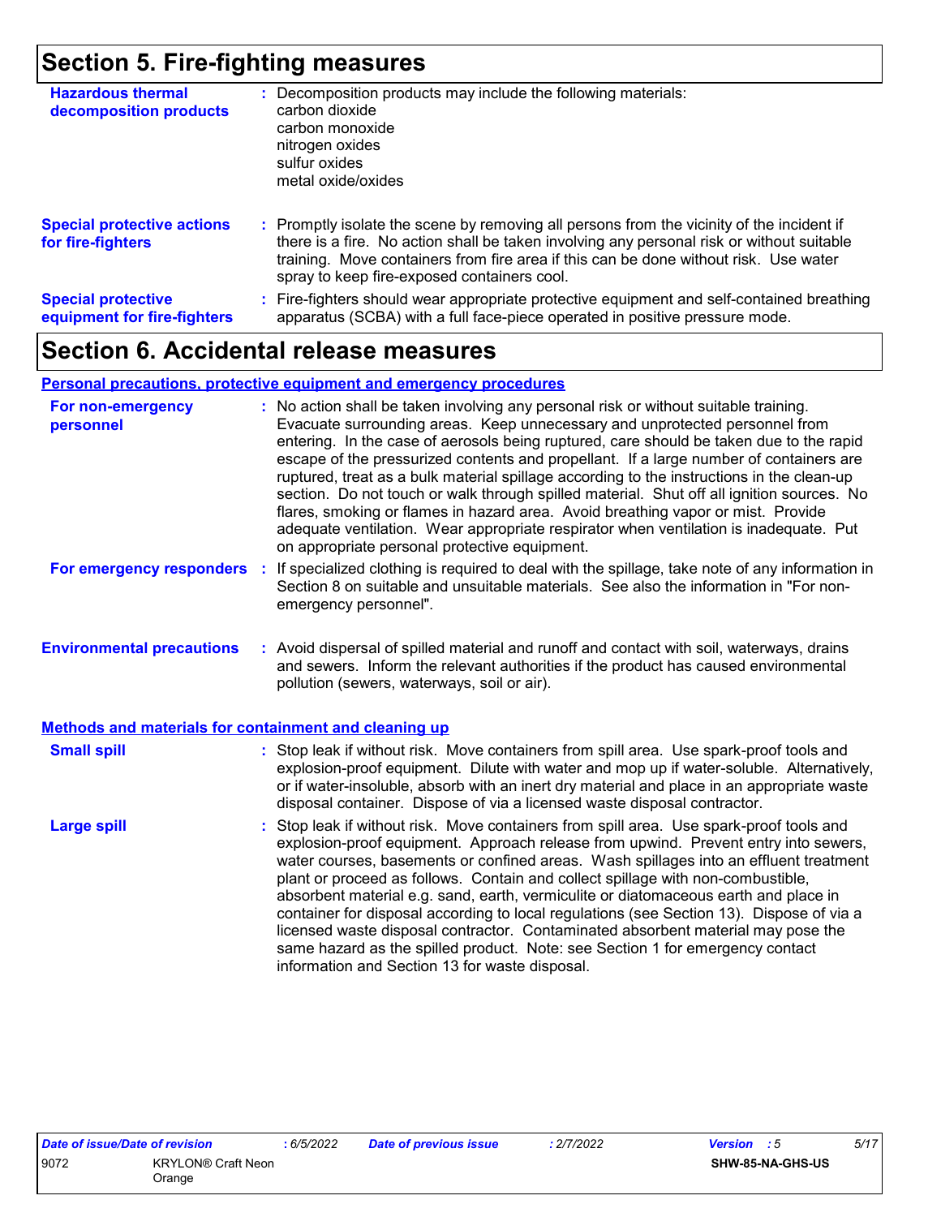## Section 5. Fire-fighting measures

**Hazardous thermal decomposition products** : Decomposition products may include the following materials:
carbon dioxide
carbon monoxide
nitrogen oxides
sulfur oxides
metal oxide/oxides

**Special protective actions for fire-fighters** : Promptly isolate the scene by removing all persons from the vicinity of the incident if there is a fire. No action shall be taken involving any personal risk or without suitable training. Move containers from fire area if this can be done without risk. Use water spray to keep fire-exposed containers cool.

**Special protective equipment for fire-fighters** : Fire-fighters should wear appropriate protective equipment and self-contained breathing apparatus (SCBA) with a full face-piece operated in positive pressure mode.

## Section 6. Accidental release measures

### Personal precautions, protective equipment and emergency procedures

**For non-emergency personnel** : No action shall be taken involving any personal risk or without suitable training. Evacuate surrounding areas. Keep unnecessary and unprotected personnel from entering. In the case of aerosols being ruptured, care should be taken due to the rapid escape of the pressurized contents and propellant. If a large number of containers are ruptured, treat as a bulk material spillage according to the instructions in the clean-up section. Do not touch or walk through spilled material. Shut off all ignition sources. No flares, smoking or flames in hazard area. Avoid breathing vapor or mist. Provide adequate ventilation. Wear appropriate respirator when ventilation is inadequate. Put on appropriate personal protective equipment.

**For emergency responders** : If specialized clothing is required to deal with the spillage, take note of any information in Section 8 on suitable and unsuitable materials. See also the information in "For non-emergency personnel".

**Environmental precautions** : Avoid dispersal of spilled material and runoff and contact with soil, waterways, drains and sewers. Inform the relevant authorities if the product has caused environmental pollution (sewers, waterways, soil or air).

### Methods and materials for containment and cleaning up

**Small spill** : Stop leak if without risk. Move containers from spill area. Use spark-proof tools and explosion-proof equipment. Dilute with water and mop up if water-soluble. Alternatively, or if water-insoluble, absorb with an inert dry material and place in an appropriate waste disposal container. Dispose of via a licensed waste disposal contractor.

**Large spill** : Stop leak if without risk. Move containers from spill area. Use spark-proof tools and explosion-proof equipment. Approach release from upwind. Prevent entry into sewers, water courses, basements or confined areas. Wash spillages into an effluent treatment plant or proceed as follows. Contain and collect spillage with non-combustible, absorbent material e.g. sand, earth, vermiculite or diatomaceous earth and place in container for disposal according to local regulations (see Section 13). Dispose of via a licensed waste disposal contractor. Contaminated absorbent material may pose the same hazard as the spilled product. Note: see Section 1 for emergency contact information and Section 13 for waste disposal.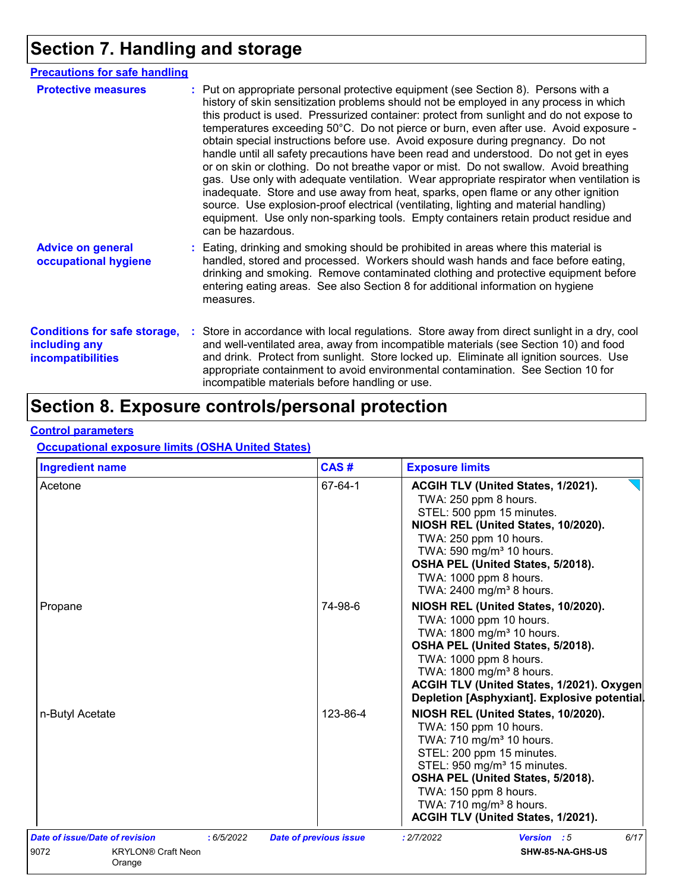# Section 7. Handling and storage

## Precautions for safe handling

**Protective measures** : Put on appropriate personal protective equipment (see Section 8). Persons with a history of skin sensitization problems should not be employed in any process in which this product is used. Pressurized container: protect from sunlight and do not expose to temperatures exceeding 50°C. Do not pierce or burn, even after use. Avoid exposure - obtain special instructions before use. Avoid exposure during pregnancy. Do not handle until all safety precautions have been read and understood. Do not get in eyes or on skin or clothing. Do not breathe vapor or mist. Do not swallow. Avoid breathing gas. Use only with adequate ventilation. Wear appropriate respirator when ventilation is inadequate. Store and use away from heat, sparks, open flame or any other ignition source. Use explosion-proof electrical (ventilating, lighting and material handling) equipment. Use only non-sparking tools. Empty containers retain product residue and can be hazardous.

**Advice on general occupational hygiene** : Eating, drinking and smoking should be prohibited in areas where this material is handled, stored and processed. Workers should wash hands and face before eating, drinking and smoking. Remove contaminated clothing and protective equipment before entering eating areas. See also Section 8 for additional information on hygiene measures.

**Conditions for safe storage, including any incompatibilities** : Store in accordance with local regulations. Store away from direct sunlight in a dry, cool and well-ventilated area, away from incompatible materials (see Section 10) and food and drink. Protect from sunlight. Store locked up. Eliminate all ignition sources. Use appropriate containment to avoid environmental contamination. See Section 10 for incompatible materials before handling or use.

# Section 8. Exposure controls/personal protection

## Control parameters

### Occupational exposure limits (OSHA United States)

| Ingredient name | CAS # | Exposure limits |
|---|---|---|
| Acetone | 67-64-1 | **ACGIH TLV (United States, 1/2021).**<br>TWA: 250 ppm 8 hours.<br>STEL: 500 ppm 15 minutes.<br>**NIOSH REL (United States, 10/2020).**<br>TWA: 250 ppm 10 hours.<br>TWA: 590 mg/m³ 10 hours.<br>**OSHA PEL (United States, 5/2018).**<br>TWA: 1000 ppm 8 hours.<br>TWA: 2400 mg/m³ 8 hours. |
| Propane | 74-98-6 | **NIOSH REL (United States, 10/2020).**<br>TWA: 1000 ppm 10 hours.<br>TWA: 1800 mg/m³ 10 hours.<br>**OSHA PEL (United States, 5/2018).**<br>TWA: 1000 ppm 8 hours.<br>TWA: 1800 mg/m³ 8 hours.<br>**ACGIH TLV (United States, 1/2021). Oxygen Depletion [Asphyxiant]. Explosive potential.** |
| n-Butyl Acetate | 123-86-4 | **NIOSH REL (United States, 10/2020).**<br>TWA: 150 ppm 10 hours.<br>TWA: 710 mg/m³ 10 hours.<br>STEL: 200 ppm 15 minutes.<br>STEL: 950 mg/m³ 15 minutes.<br>**OSHA PEL (United States, 5/2018).**<br>TWA: 150 ppm 8 hours.<br>TWA: 710 mg/m³ 8 hours.<br>**ACGIH TLV (United States, 1/2021).** |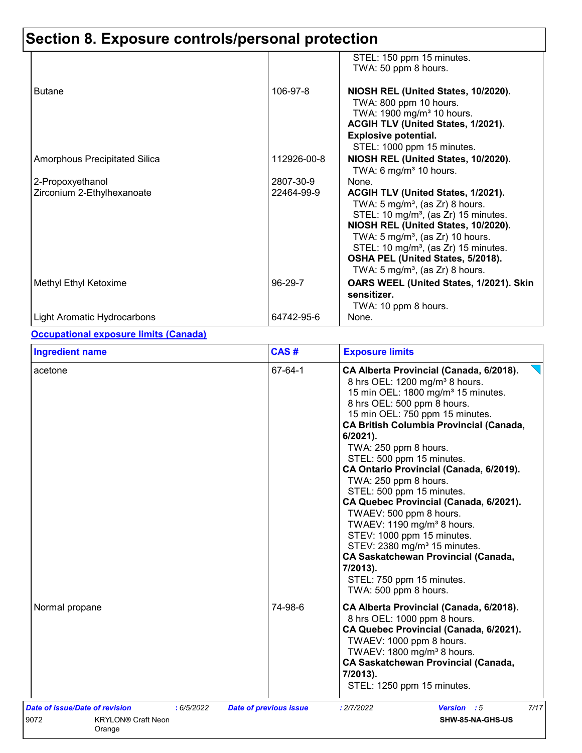# Section 8. Exposure controls/personal protection

| Ingredient name | CAS # | Exposure limits |
|---|---|---|
| | | STEL: 150 ppm 15 minutes.<br>TWA: 50 ppm 8 hours. |
| Butane | 106-97-8 | **NIOSH REL (United States, 10/2020).**<br>TWA: 800 ppm 10 hours.<br>TWA: 1900 mg/m³ 10 hours.<br>**ACGIH TLV (United States, 1/2021).**<br>**Explosive potential.**<br>STEL: 1000 ppm 15 minutes. |
| Amorphous Precipitated Silica | 112926-00-8 | **NIOSH REL (United States, 10/2020).**<br>TWA: 6 mg/m³ 10 hours. |
| 2-Propoxyethanol | 2807-30-9 | None. |
| Zirconium 2-Ethylhexanoate | 22464-99-9 | **ACGIH TLV (United States, 1/2021).**<br>TWA: 5 mg/m³, (as Zr) 8 hours.<br>STEL: 10 mg/m³, (as Zr) 15 minutes.<br>**NIOSH REL (United States, 10/2020).**<br>TWA: 5 mg/m³, (as Zr) 10 hours.<br>STEL: 10 mg/m³, (as Zr) 15 minutes.<br>**OSHA PEL (United States, 5/2018).**<br>TWA: 5 mg/m³, (as Zr) 8 hours. |
| Methyl Ethyl Ketoxime | 96-29-7 | **OARS WEEL (United States, 1/2021). Skin sensitizer.**<br>TWA: 10 ppm 8 hours. |
| Light Aromatic Hydrocarbons | 64742-95-6 | None. |

**Occupational exposure limits (Canada)**

| Ingredient name | CAS # | Exposure limits |
|---|---|---|
| acetone | 67-64-1 | **CA Alberta Provincial (Canada, 6/2018).**<br>8 hrs OEL: 1200 mg/m³ 8 hours.<br>15 min OEL: 1800 mg/m³ 15 minutes.<br>8 hrs OEL: 500 ppm 8 hours.<br>15 min OEL: 750 ppm 15 minutes.<br>**CA British Columbia Provincial (Canada, 6/2021).**<br>TWA: 250 ppm 8 hours.<br>STEL: 500 ppm 15 minutes.<br>**CA Ontario Provincial (Canada, 6/2019).**<br>TWA: 250 ppm 8 hours.<br>STEL: 500 ppm 15 minutes.<br>**CA Quebec Provincial (Canada, 6/2021).**<br>TWAEV: 500 ppm 8 hours.<br>TWAEV: 1190 mg/m³ 8 hours.<br>STEV: 1000 ppm 15 minutes.<br>STEV: 2380 mg/m³ 15 minutes.<br>**CA Saskatchewan Provincial (Canada, 7/2013).**<br>STEL: 750 ppm 15 minutes.<br>TWA: 500 ppm 8 hours. |
| Normal propane | 74-98-6 | **CA Alberta Provincial (Canada, 6/2018).**<br>8 hrs OEL: 1000 ppm 8 hours.<br>**CA Quebec Provincial (Canada, 6/2021).**<br>TWAEV: 1000 ppm 8 hours.<br>TWAEV: 1800 mg/m³ 8 hours.<br>**CA Saskatchewan Provincial (Canada, 7/2013).**<br>STEL: 1250 ppm 15 minutes. |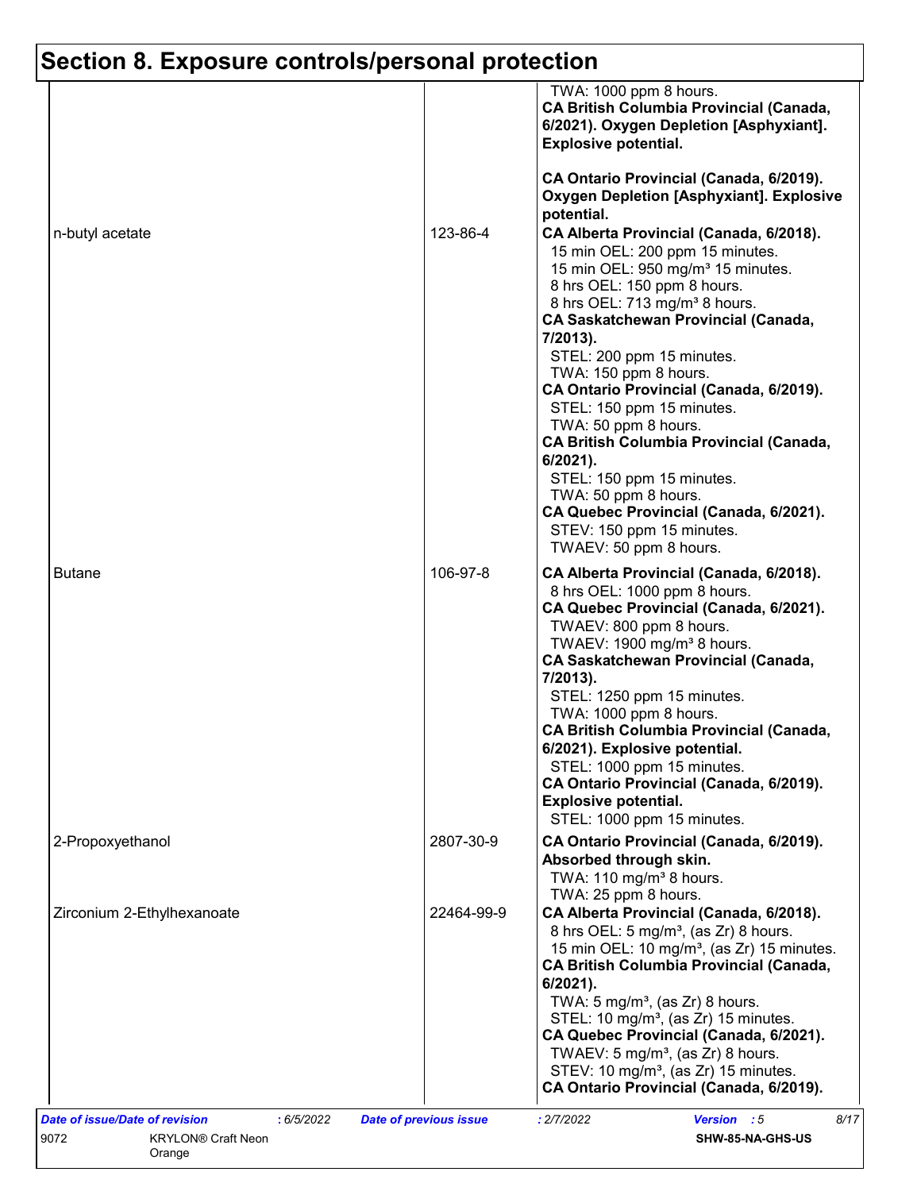## Section 8. Exposure controls/personal protection

| | | |
|---|---|---|
| | | TWA: 1000 ppm 8 hours.<br>**CA British Columbia Provincial (Canada, 6/2021). Oxygen Depletion [Asphyxiant]. Explosive potential.**<br><br>**CA Ontario Provincial (Canada, 6/2019). Oxygen Depletion [Asphyxiant]. Explosive potential.** |
| n-butyl acetate | 123-86-4 | **CA Alberta Provincial (Canada, 6/2018).**<br>15 min OEL: 200 ppm 15 minutes.<br>15 min OEL: 950 mg/m³ 15 minutes.<br>8 hrs OEL: 150 ppm 8 hours.<br>8 hrs OEL: 713 mg/m³ 8 hours.<br>**CA Saskatchewan Provincial (Canada, 7/2013).**<br>STEL: 200 ppm 15 minutes.<br>TWA: 150 ppm 8 hours.<br>**CA Ontario Provincial (Canada, 6/2019).**<br>STEL: 150 ppm 15 minutes.<br>TWA: 50 ppm 8 hours.<br>**CA British Columbia Provincial (Canada, 6/2021).**<br>STEL: 150 ppm 15 minutes.<br>TWA: 50 ppm 8 hours.<br>**CA Quebec Provincial (Canada, 6/2021).**<br>STEV: 150 ppm 15 minutes.<br>TWAEV: 50 ppm 8 hours. |
| Butane | 106-97-8 | **CA Alberta Provincial (Canada, 6/2018).**<br>8 hrs OEL: 1000 ppm 8 hours.<br>**CA Quebec Provincial (Canada, 6/2021).**<br>TWAEV: 800 ppm 8 hours.<br>TWAEV: 1900 mg/m³ 8 hours.<br>**CA Saskatchewan Provincial (Canada, 7/2013).**<br>STEL: 1250 ppm 15 minutes.<br>TWA: 1000 ppm 8 hours.<br>**CA British Columbia Provincial (Canada, 6/2021). Explosive potential.**<br>STEL: 1000 ppm 15 minutes.<br>**CA Ontario Provincial (Canada, 6/2019). Explosive potential.**<br>STEL: 1000 ppm 15 minutes. |
| 2-Propoxyethanol | 2807-30-9 | **CA Ontario Provincial (Canada, 6/2019). Absorbed through skin.**<br>TWA: 110 mg/m³ 8 hours.<br>TWA: 25 ppm 8 hours. |
| Zirconium 2-Ethylhexanoate | 22464-99-9 | **CA Alberta Provincial (Canada, 6/2018).**<br>8 hrs OEL: 5 mg/m³, (as Zr) 8 hours.<br>15 min OEL: 10 mg/m³, (as Zr) 15 minutes.<br>**CA British Columbia Provincial (Canada, 6/2021).**<br>TWA: 5 mg/m³, (as Zr) 8 hours.<br>STEL: 10 mg/m³, (as Zr) 15 minutes.<br>**CA Quebec Provincial (Canada, 6/2021).**<br>TWAEV: 5 mg/m³, (as Zr) 8 hours.<br>STEV: 10 mg/m³, (as Zr) 15 minutes.<br>**CA Ontario Provincial (Canada, 6/2019).** |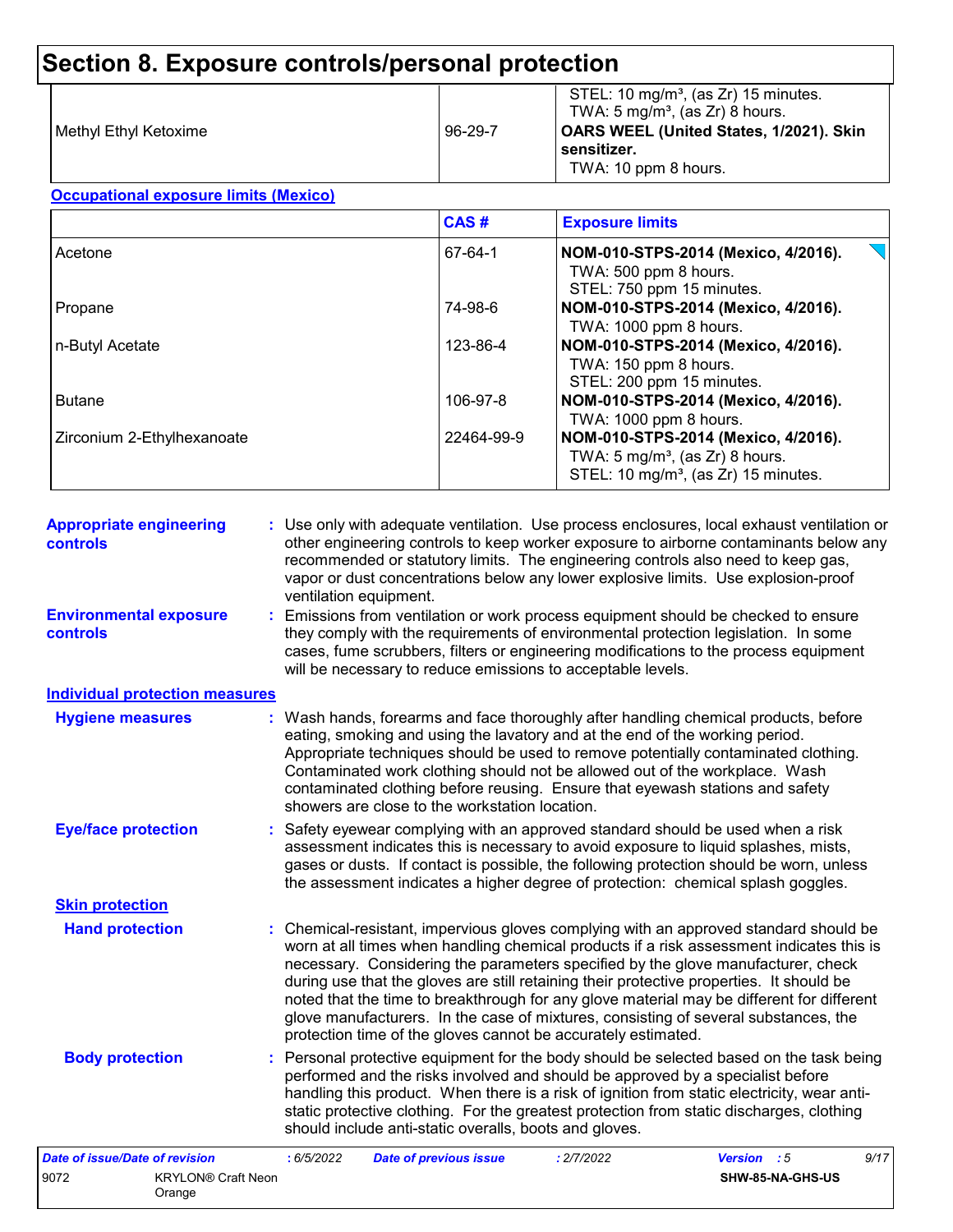# Section 8. Exposure controls/personal protection

| | | |
|---|---|---|
| | | STEL: 10 mg/m³, (as Zr) 15 minutes.<br>TWA: 5 mg/m³, (as Zr) 8 hours. |
| Methyl Ethyl Ketoxime | 96-29-7 | **OARS WEEL (United States, 1/2021). Skin sensitizer.**<br>TWA: 10 ppm 8 hours. |

**Occupational exposure limits (Mexico)**

| | CAS # | Exposure limits |
|---|---|---|
| Acetone | 67-64-1 | **NOM-010-STPS-2014 (Mexico, 4/2016).**<br>TWA: 500 ppm 8 hours.<br>STEL: 750 ppm 15 minutes. |
| Propane | 74-98-6 | **NOM-010-STPS-2014 (Mexico, 4/2016).**<br>TWA: 1000 ppm 8 hours. |
| n-Butyl Acetate | 123-86-4 | **NOM-010-STPS-2014 (Mexico, 4/2016).**<br>TWA: 150 ppm 8 hours.<br>STEL: 200 ppm 15 minutes. |
| Butane | 106-97-8 | **NOM-010-STPS-2014 (Mexico, 4/2016).**<br>TWA: 1000 ppm 8 hours. |
| Zirconium 2-Ethylhexanoate | 22464-99-9 | **NOM-010-STPS-2014 (Mexico, 4/2016).**<br>TWA: 5 mg/m³, (as Zr) 8 hours.<br>STEL: 10 mg/m³, (as Zr) 15 minutes. |

**Appropriate engineering controls** : Use only with adequate ventilation. Use process enclosures, local exhaust ventilation or other engineering controls to keep worker exposure to airborne contaminants below any recommended or statutory limits. The engineering controls also need to keep gas, vapor or dust concentrations below any lower explosive limits. Use explosion-proof ventilation equipment.

**Environmental exposure controls** : Emissions from ventilation or work process equipment should be checked to ensure they comply with the requirements of environmental protection legislation. In some cases, fume scrubbers, filters or engineering modifications to the process equipment will be necessary to reduce emissions to acceptable levels.

**Individual protection measures**

**Hygiene measures** : Wash hands, forearms and face thoroughly after handling chemical products, before eating, smoking and using the lavatory and at the end of the working period. Appropriate techniques should be used to remove potentially contaminated clothing. Contaminated work clothing should not be allowed out of the workplace. Wash contaminated clothing before reusing. Ensure that eyewash stations and safety showers are close to the workstation location.

**Eye/face protection** : Safety eyewear complying with an approved standard should be used when a risk assessment indicates this is necessary to avoid exposure to liquid splashes, mists, gases or dusts. If contact is possible, the following protection should be worn, unless the assessment indicates a higher degree of protection: chemical splash goggles.

**Skin protection**

**Hand protection** : Chemical-resistant, impervious gloves complying with an approved standard should be worn at all times when handling chemical products if a risk assessment indicates this is necessary. Considering the parameters specified by the glove manufacturer, check during use that the gloves are still retaining their protective properties. It should be noted that the time to breakthrough for any glove material may be different for different glove manufacturers. In the case of mixtures, consisting of several substances, the protection time of the gloves cannot be accurately estimated.

**Body protection** : Personal protective equipment for the body should be selected based on the task being performed and the risks involved and should be approved by a specialist before handling this product. When there is a risk of ignition from static electricity, wear anti-static protective clothing. For the greatest protection from static discharges, clothing should include anti-static overalls, boots and gloves.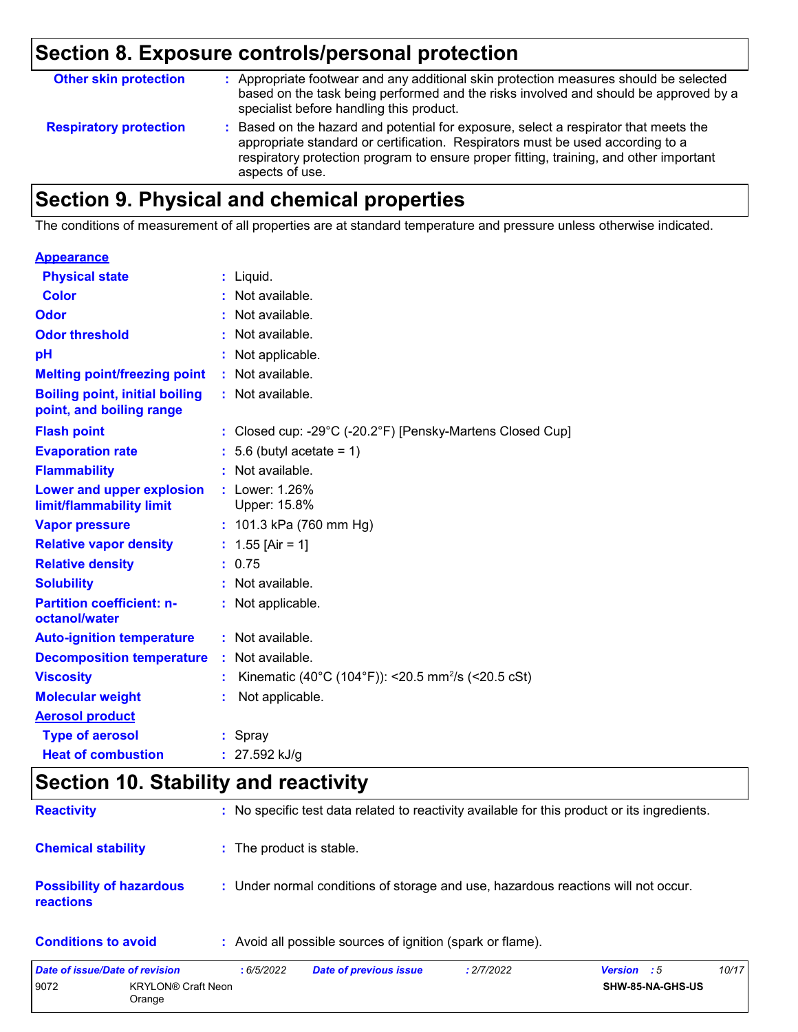## Section 8. Exposure controls/personal protection

| | |
|---|---|
| **Other skin protection** | : Appropriate footwear and any additional skin protection measures should be selected based on the task being performed and the risks involved and should be approved by a specialist before handling this product. |
| **Respiratory protection** | : Based on the hazard and potential for exposure, select a respirator that meets the appropriate standard or certification. Respirators must be used according to a respiratory protection program to ensure proper fitting, training, and other important aspects of use. |

## Section 9. Physical and chemical properties

The conditions of measurement of all properties are at standard temperature and pressure unless otherwise indicated.

**Appearance**

| | |
|---|---|
| **Physical state** | : Liquid. |
| **Color** | : Not available. |
| **Odor** | : Not available. |
| **Odor threshold** | : Not available. |
| **pH** | : Not applicable. |
| **Melting point/freezing point** | : Not available. |
| **Boiling point, initial boiling point, and boiling range** | : Not available. |
| **Flash point** | : Closed cup: -29°C (-20.2°F) [Pensky-Martens Closed Cup] |
| **Evaporation rate** | : 5.6 (butyl acetate = 1) |
| **Flammability** | : Not available. |
| **Lower and upper explosion limit/flammability limit** | : Lower: 1.26%<br>Upper: 15.8% |
| **Vapor pressure** | : 101.3 kPa (760 mm Hg) |
| **Relative vapor density** | : 1.55 [Air = 1] |
| **Relative density** | : 0.75 |
| **Solubility** | : Not available. |
| **Partition coefficient: n-octanol/water** | : Not applicable. |
| **Auto-ignition temperature** | : Not available. |
| **Decomposition temperature** | : Not available. |
| **Viscosity** | : Kinematic (40°C (104°F)): <20.5 $mm^2/s$ (<20.5 cSt) |
| **Molecular weight** | : Not applicable. |

**Aerosol product**

| | |
|---|---|
| **Type of aerosol** | : Spray |
| **Heat of combustion** | : 27.592 kJ/g |

## Section 10. Stability and reactivity

| | |
|---|---|
| **Reactivity** | : No specific test data related to reactivity available for this product or its ingredients. |
| **Chemical stability** | : The product is stable. |
| **Possibility of hazardous reactions** | : Under normal conditions of storage and use, hazardous reactions will not occur. |
| **Conditions to avoid** | : Avoid all possible sources of ignition (spark or flame). |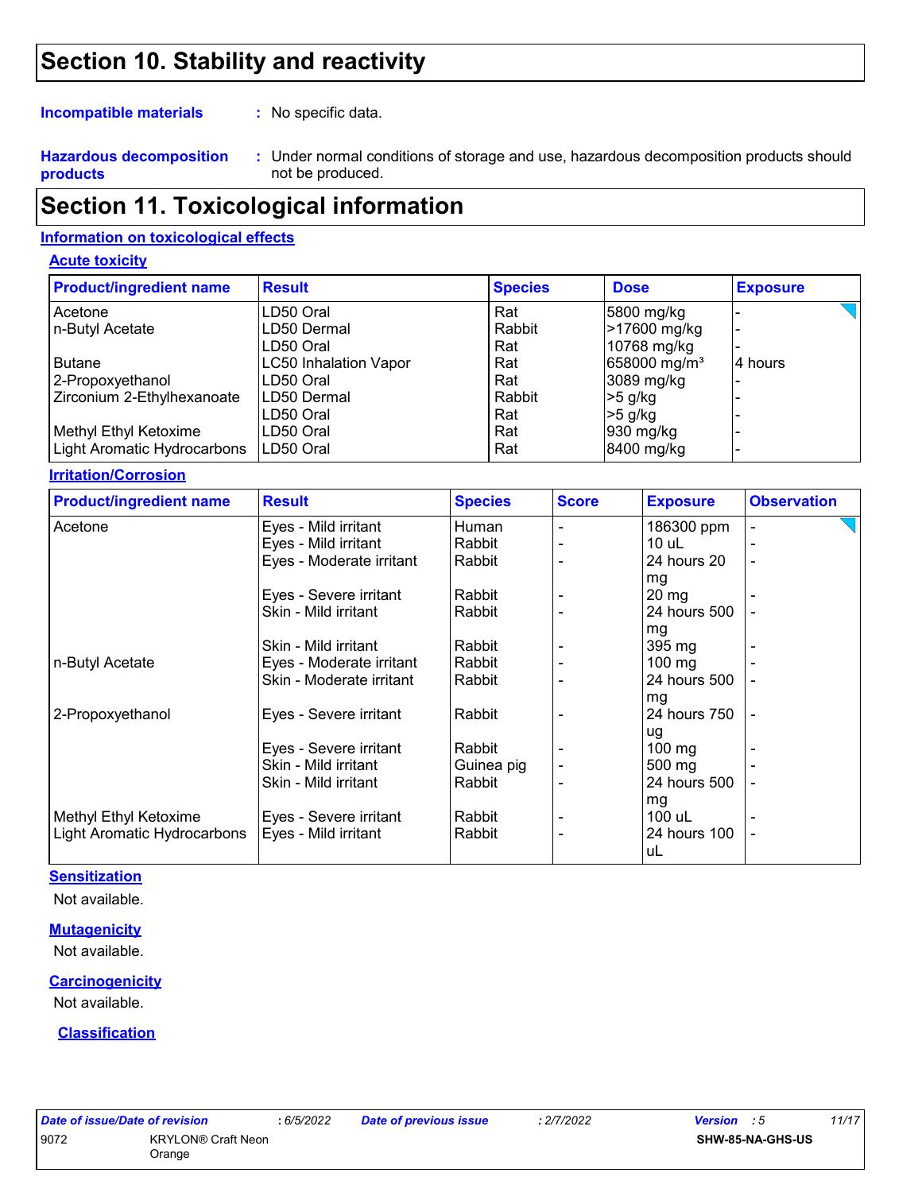# Section 10. Stability and reactivity

**Incompatible materials** : No specific data.

**Hazardous decomposition products** : Under normal conditions of storage and use, hazardous decomposition products should not be produced.

# Section 11. Toxicological information

## Information on toxicological effects

### Acute toxicity

| Product/ingredient name | Result | Species | Dose | Exposure |
|---|---|---|---|---|
| Acetone | LD50 Oral | Rat | 5800 mg/kg | - |
| n-Butyl Acetate | LD50 Dermal | Rabbit | >17600 mg/kg | - |
| | LD50 Oral | Rat | 10768 mg/kg | - |
| Butane | LC50 Inhalation Vapor | Rat | 658000 mg/m³ | 4 hours |
| 2-Propoxyethanol | LD50 Oral | Rat | 3089 mg/kg | - |
| Zirconium 2-Ethylhexanoate | LD50 Dermal | Rabbit | >5 g/kg | - |
| | LD50 Oral | Rat | >5 g/kg | - |
| Methyl Ethyl Ketoxime | LD50 Oral | Rat | 930 mg/kg | - |
| Light Aromatic Hydrocarbons | LD50 Oral | Rat | 8400 mg/kg | - |

### Irritation/Corrosion

| Product/ingredient name | Result | Species | Score | Exposure | Observation |
|---|---|---|---|---|---|
| Acetone | Eyes - Mild irritant | Human | - | 186300 ppm | - |
| | Eyes - Mild irritant | Rabbit | - | 10 uL | - |
| | Eyes - Moderate irritant | Rabbit | - | 24 hours 20 mg | - |
| | Eyes - Severe irritant | Rabbit | - | 20 mg | - |
| | Skin - Mild irritant | Rabbit | - | 24 hours 500 mg | - |
| | Skin - Mild irritant | Rabbit | - | 395 mg | - |
| n-Butyl Acetate | Eyes - Moderate irritant | Rabbit | - | 100 mg | - |
| | Skin - Moderate irritant | Rabbit | - | 24 hours 500 mg | - |
| 2-Propoxyethanol | Eyes - Severe irritant | Rabbit | - | 24 hours 750 ug | - |
| | Eyes - Severe irritant | Rabbit | - | 100 mg | - |
| | Skin - Mild irritant | Guinea pig | - | 500 mg | - |
| | Skin - Mild irritant | Rabbit | - | 24 hours 500 mg | - |
| Methyl Ethyl Ketoxime | Eyes - Severe irritant | Rabbit | - | 100 uL | - |
| Light Aromatic Hydrocarbons | Eyes - Mild irritant | Rabbit | - | 24 hours 100 uL | - |

### Sensitization

Not available.

### Mutagenicity

Not available.

### Carcinogenicity

Not available.

### Classification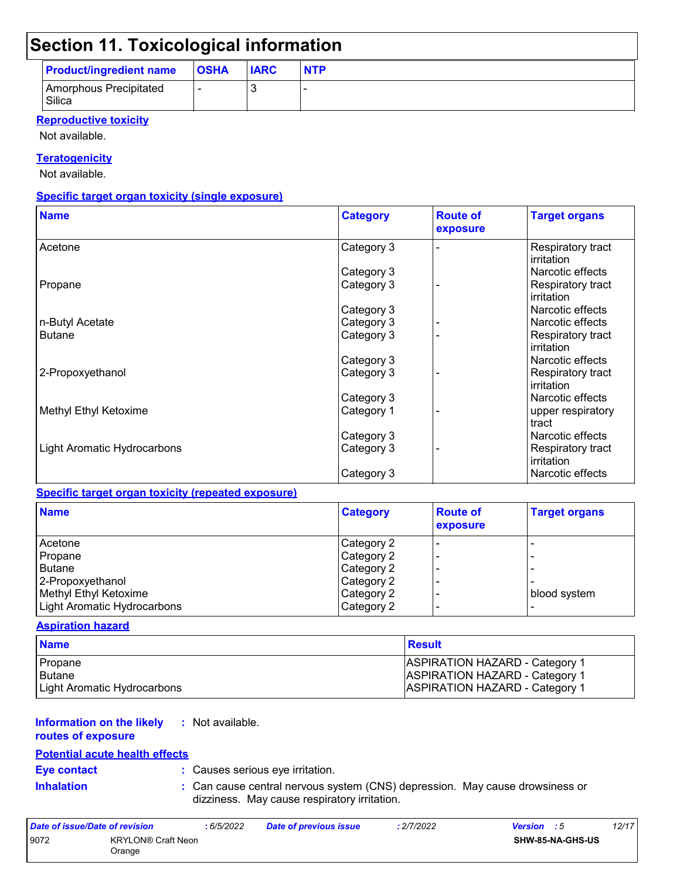# Section 11. Toxicological information

| Product/ingredient name | OSHA | IARC | NTP |
|---|---|---|---|
| Amorphous Precipitated Silica | - | 3 | - |

**Reproductive toxicity**

Not available.

**Teratogenicity**

Not available.

**Specific target organ toxicity (single exposure)**

| Name | Category | Route of exposure | Target organs |
|---|---|---|---|
| Acetone | Category 3 | - | Respiratory tract irritation |
| | Category 3 | | Narcotic effects |
| Propane | Category 3 | - | Respiratory tract irritation |
| | Category 3 | | Narcotic effects |
| n-Butyl Acetate | Category 3 | - | Narcotic effects |
| Butane | Category 3 | - | Respiratory tract irritation |
| | Category 3 | | Narcotic effects |
| 2-Propoxyethanol | Category 3 | - | Respiratory tract irritation |
| | Category 3 | | Narcotic effects |
| Methyl Ethyl Ketoxime | Category 1 | - | upper respiratory tract |
| | Category 3 | | Narcotic effects |
| Light Aromatic Hydrocarbons | Category 3 | - | Respiratory tract irritation |
| | Category 3 | | Narcotic effects |

**Specific target organ toxicity (repeated exposure)**

| Name | Category | Route of exposure | Target organs |
|---|---|---|---|
| Acetone | Category 2 | - | - |
| Propane | Category 2 | - | - |
| Butane | Category 2 | - | - |
| 2-Propoxyethanol | Category 2 | - | - |
| Methyl Ethyl Ketoxime | Category 2 | - | blood system |
| Light Aromatic Hydrocarbons | Category 2 | - | - |

**Aspiration hazard**

| Name | Result |
|---|---|
| Propane | ASPIRATION HAZARD - Category 1 |
| Butane | ASPIRATION HAZARD - Category 1 |
| Light Aromatic Hydrocarbons | ASPIRATION HAZARD - Category 1 |

**Information on the likely routes of exposure** : Not available.

**Potential acute health effects**

**Eye contact** : Causes serious eye irritation.

**Inhalation** : Can cause central nervous system (CNS) depression. May cause drowsiness or dizziness. May cause respiratory irritation.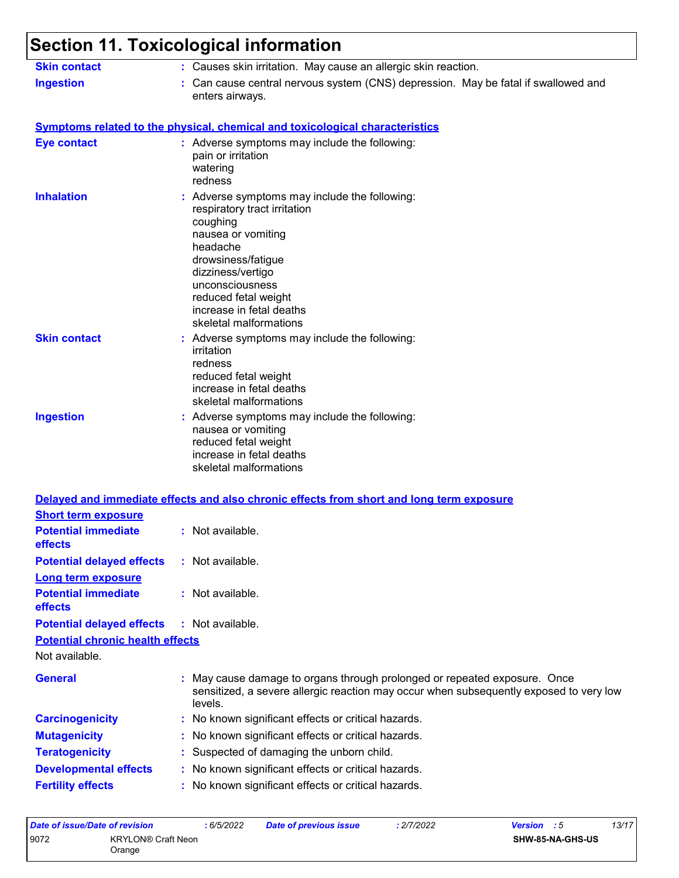# Section 11. Toxicological information

**Skin contact** : Causes skin irritation. May cause an allergic skin reaction.

**Ingestion** : Can cause central nervous system (CNS) depression. May be fatal if swallowed and enters airways.

**Symptoms related to the physical, chemical and toxicological characteristics**

**Eye contact** : Adverse symptoms may include the following:
pain or irritation
watering
redness

**Inhalation** : Adverse symptoms may include the following:
respiratory tract irritation
coughing
nausea or vomiting
headache
drowsiness/fatigue
dizziness/vertigo
unconsciousness
reduced fetal weight
increase in fetal deaths
skeletal malformations

**Skin contact** : Adverse symptoms may include the following:
irritation
redness
reduced fetal weight
increase in fetal deaths
skeletal malformations

**Ingestion** : Adverse symptoms may include the following:
nausea or vomiting
reduced fetal weight
increase in fetal deaths
skeletal malformations

**Delayed and immediate effects and also chronic effects from short and long term exposure**

**Short term exposure**

**Potential immediate effects** : Not available.

**Potential delayed effects** : Not available.

**Long term exposure**

**Potential immediate effects** : Not available.

**Potential delayed effects** : Not available.

**Potential chronic health effects**

Not available.

**General** : May cause damage to organs through prolonged or repeated exposure. Once sensitized, a severe allergic reaction may occur when subsequently exposed to very low levels.

**Carcinogenicity** : No known significant effects or critical hazards.

**Mutagenicity** : No known significant effects or critical hazards.

**Teratogenicity** : Suspected of damaging the unborn child.

**Developmental effects** : No known significant effects or critical hazards.

**Fertility effects** : No known significant effects or critical hazards.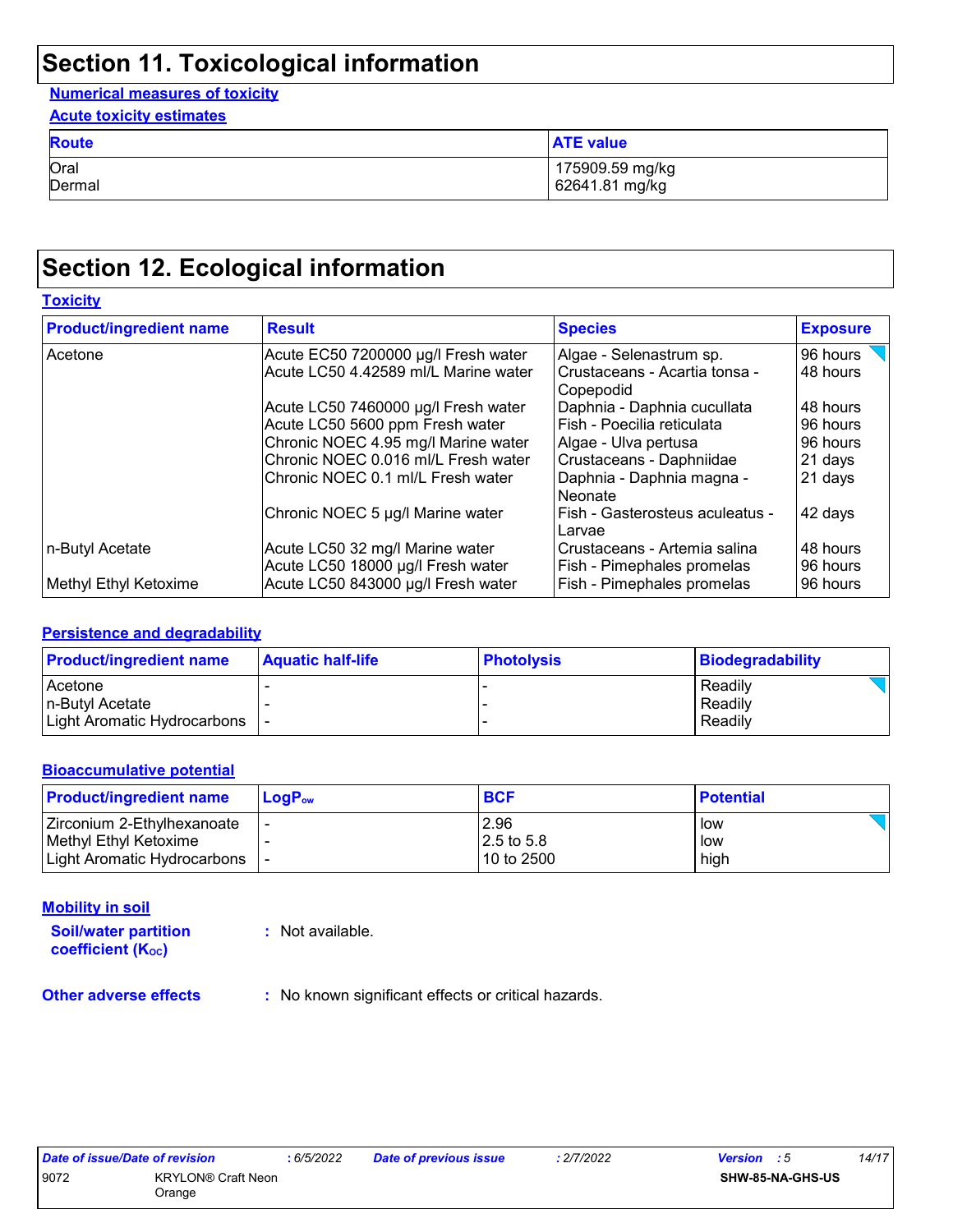# Section 11. Toxicological information

**Numerical measures of toxicity**

**Acute toxicity estimates**

| Route | ATE value |
|---|---|
| Oral | 175909.59 mg/kg |
| Dermal | 62641.81 mg/kg |

# Section 12. Ecological information

**Toxicity**

| Product/ingredient name | Result | Species | Exposure |
|---|---|---|---|
| Acetone | Acute EC50 7200000 µg/l Fresh water | Algae - Selenastrum sp. | 96 hours |
| | Acute LC50 4.42589 ml/L Marine water | Crustaceans - Acartia tonsa - Copepodid | 48 hours |
| | Acute LC50 7460000 µg/l Fresh water | Daphnia - Daphnia cucullata | 48 hours |
| | Acute LC50 5600 ppm Fresh water | Fish - Poecilia reticulata | 96 hours |
| | Chronic NOEC 4.95 mg/l Marine water | Algae - Ulva pertusa | 96 hours |
| | Chronic NOEC 0.016 ml/L Fresh water | Crustaceans - Daphniidae | 21 days |
| | Chronic NOEC 0.1 ml/L Fresh water | Daphnia - Daphnia magna - Neonate | 21 days |
| | Chronic NOEC 5 µg/l Marine water | Fish - Gasterosteus aculeatus - Larvae | 42 days |
| n-Butyl Acetate | Acute LC50 32 mg/l Marine water | Crustaceans - Artemia salina | 48 hours |
| | Acute LC50 18000 µg/l Fresh water | Fish - Pimephales promelas | 96 hours |
| Methyl Ethyl Ketoxime | Acute LC50 843000 µg/l Fresh water | Fish - Pimephales promelas | 96 hours |

**Persistence and degradability**

| Product/ingredient name | Aquatic half-life | Photolysis | Biodegradability |
|---|---|---|---|
| Acetone | - | - | Readily |
| n-Butyl Acetate | - | - | Readily |
| Light Aromatic Hydrocarbons | - | - | Readily |

**Bioaccumulative potential**

| Product/ingredient name | $LogP_{ow}$ | BCF | Potential |
|---|---|---|---|
| Zirconium 2-Ethylhexanoate | - | 2.96 | low |
| Methyl Ethyl Ketoxime | - | 2.5 to 5.8 | low |
| Light Aromatic Hydrocarbons | - | 10 to 2500 | high |

**Mobility in soil**

**Soil/water partition coefficient ($K_{OC}$)** : Not available.

**Other adverse effects** : No known significant effects or critical hazards.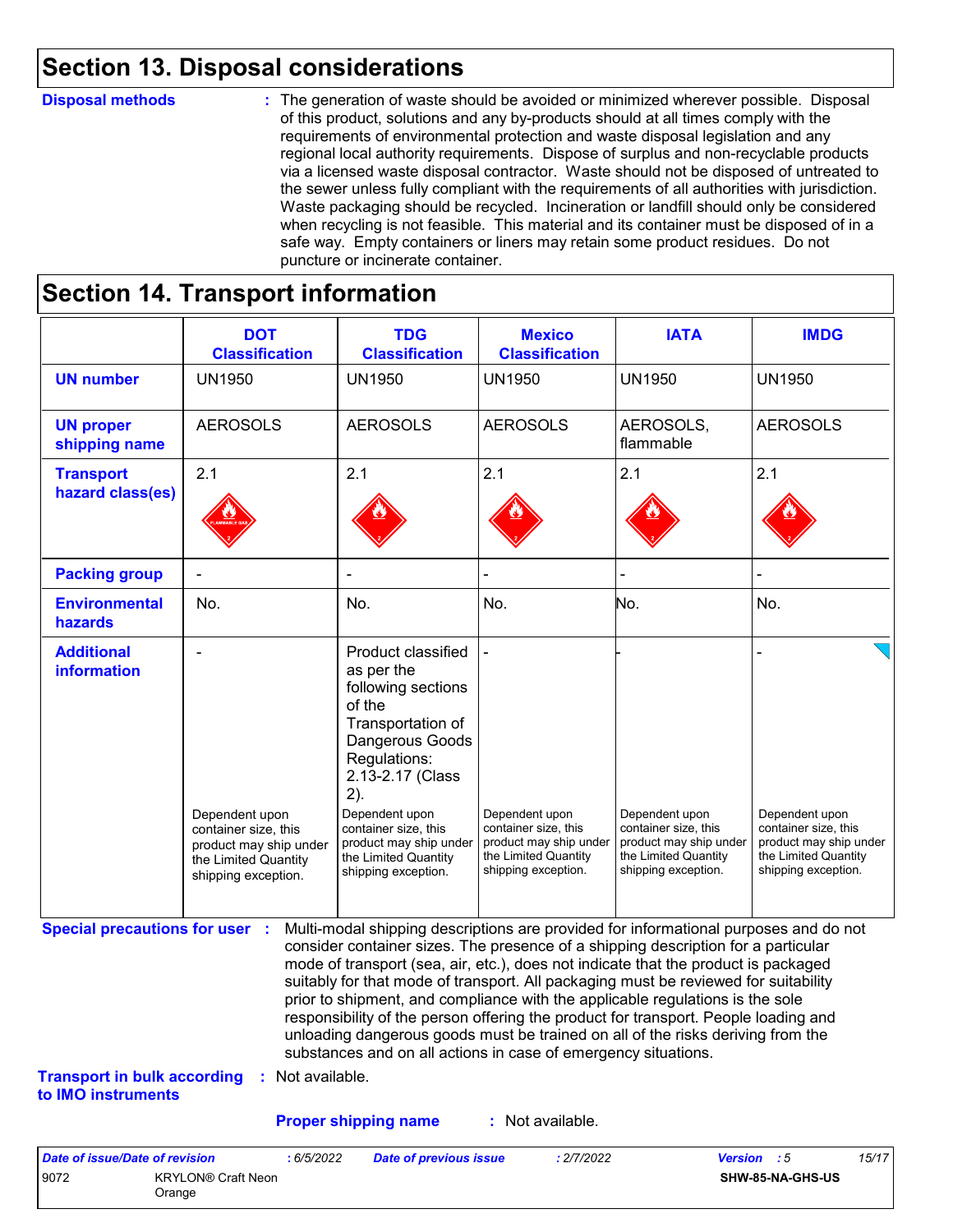# Section 13. Disposal considerations

**Disposal methods** : The generation of waste should be avoided or minimized wherever possible. Disposal of this product, solutions and any by-products should at all times comply with the requirements of environmental protection and waste disposal legislation and any regional local authority requirements. Dispose of surplus and non-recyclable products via a licensed waste disposal contractor. Waste should not be disposed of untreated to the sewer unless fully compliant with the requirements of all authorities with jurisdiction. Waste packaging should be recycled. Incineration or landfill should only be considered when recycling is not feasible. This material and its container must be disposed of in a safe way. Empty containers or liners may retain some product residues. Do not puncture or incinerate container.

# Section 14. Transport information

| | DOT Classification | TDG Classification | Mexico Classification | IATA | IMDG |
|---|---|---|---|---|---|
| **UN number** | UN1950 | UN1950 | UN1950 | UN1950 | UN1950 |
| **UN proper shipping name** | AEROSOLS | AEROSOLS | AEROSOLS | AEROSOLS, flammable | AEROSOLS |
| **Transport hazard class(es)** | 2.1 | 2.1 | 2.1 | 2.1 | 2.1 |
| **Packing group** | - | - | - | - | - |
| **Environmental hazards** | No. | No. | No. | No. | No. |
| **Additional information** | - Dependent upon container size, this product may ship under the Limited Quantity shipping exception. | Product classified as per the following sections of the Transportation of Dangerous Goods Regulations: 2.13-2.17 (Class 2). Dependent upon container size, this product may ship under the Limited Quantity shipping exception. | - Dependent upon container size, this product may ship under the Limited Quantity shipping exception. | - Dependent upon container size, this product may ship under the Limited Quantity shipping exception. | - Dependent upon container size, this product may ship under the Limited Quantity shipping exception. |

**Special precautions for user** : Multi-modal shipping descriptions are provided for informational purposes and do not consider container sizes. The presence of a shipping description for a particular mode of transport (sea, air, etc.), does not indicate that the product is packaged suitably for that mode of transport. All packaging must be reviewed for suitability prior to shipment, and compliance with the applicable regulations is the sole responsibility of the person offering the product for transport. People loading and unloading dangerous goods must be trained on all of the risks deriving from the substances and on all actions in case of emergency situations.

**Transport in bulk according to IMO instruments** : Not available.

**Proper shipping name** : Not available.

| Date of issue/Date of revision | : 6/5/2022 | Date of previous issue | : 2/7/2022 | Version : 5 |
|---|---|---|---|---|
| 9072 | KRYLON® Craft Neon Orange | | | SHW-85-NA-GHS-US |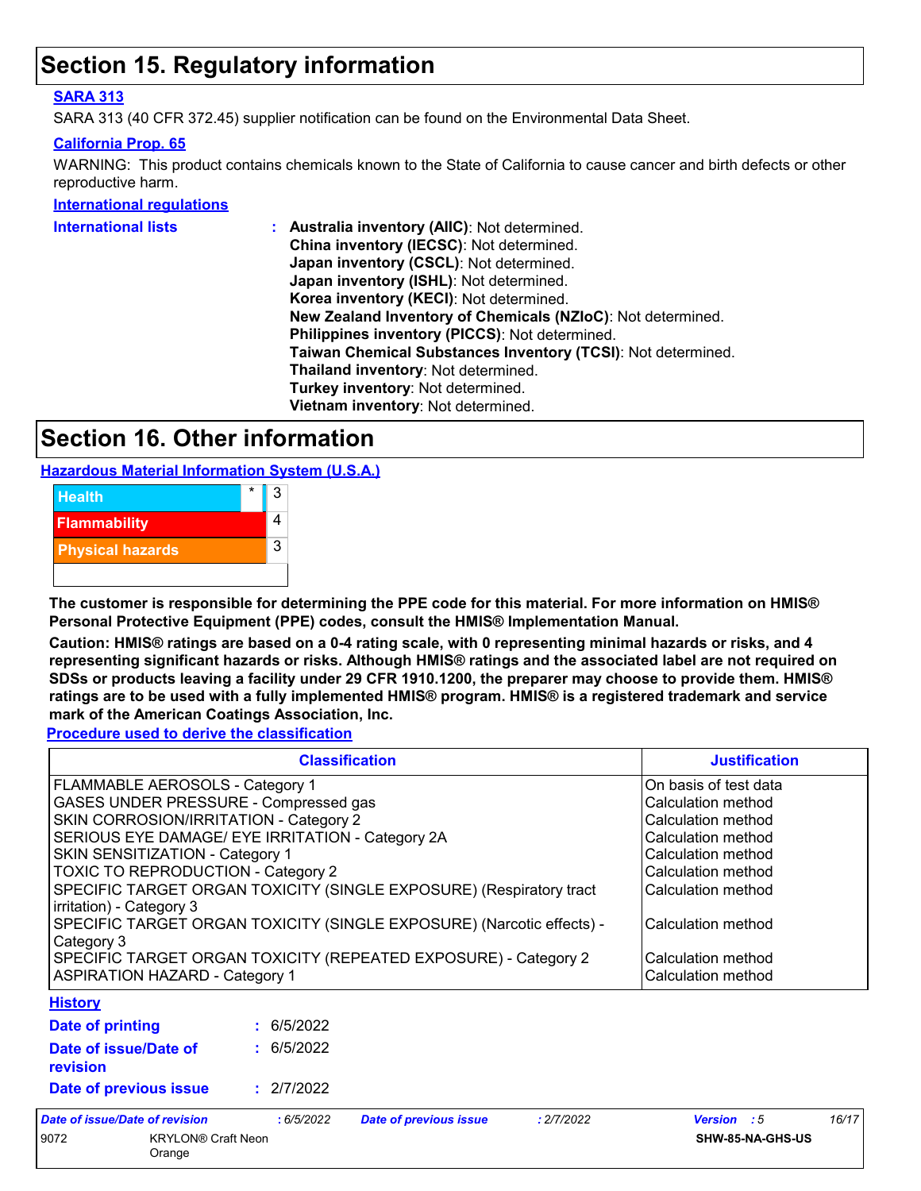# Section 15. Regulatory information

**SARA 313**

SARA 313 (40 CFR 372.45) supplier notification can be found on the Environmental Data Sheet.

**California Prop. 65**

WARNING: This product contains chemicals known to the State of California to cause cancer and birth defects or other reproductive harm.

**International regulations**

**International lists** :
- **Australia inventory (AIIC)**: Not determined.
- **China inventory (IECSC)**: Not determined.
- **Japan inventory (CSCL)**: Not determined.
- **Japan inventory (ISHL)**: Not determined.
- **Korea inventory (KECI)**: Not determined.
- **New Zealand Inventory of Chemicals (NZIoC)**: Not determined.
- **Philippines inventory (PICCS)**: Not determined.
- **Taiwan Chemical Substances Inventory (TCSI)**: Not determined.
- **Thailand inventory**: Not determined.
- **Turkey inventory**: Not determined.
- **Vietnam inventory**: Not determined.

# Section 16. Other information

**Hazardous Material Information System (U.S.A.)**

| | | |
|---|---|---|
| Health | * | 3 |
| Flammability | | 4 |
| Physical hazards | | 3 |
| | | |

**The customer is responsible for determining the PPE code for this material. For more information on HMIS® Personal Protective Equipment (PPE) codes, consult the HMIS® Implementation Manual.**

**Caution: HMIS® ratings are based on a 0-4 rating scale, with 0 representing minimal hazards or risks, and 4 representing significant hazards or risks. Although HMIS® ratings and the associated label are not required on SDSs or products leaving a facility under 29 CFR 1910.1200, the preparer may choose to provide them. HMIS® ratings are to be used with a fully implemented HMIS® program. HMIS® is a registered trademark and service mark of the American Coatings Association, Inc.**

**Procedure used to derive the classification**

| Classification | Justification |
|---|---|
| FLAMMABLE AEROSOLS - Category 1 | On basis of test data |
| GASES UNDER PRESSURE - Compressed gas | Calculation method |
| SKIN CORROSION/IRRITATION - Category 2 | Calculation method |
| SERIOUS EYE DAMAGE/ EYE IRRITATION - Category 2A | Calculation method |
| SKIN SENSITIZATION - Category 1 | Calculation method |
| TOXIC TO REPRODUCTION - Category 2 | Calculation method |
| SPECIFIC TARGET ORGAN TOXICITY (SINGLE EXPOSURE) (Respiratory tract irritation) - Category 3 | Calculation method |
| SPECIFIC TARGET ORGAN TOXICITY (SINGLE EXPOSURE) (Narcotic effects) - Category 3 | Calculation method |
| SPECIFIC TARGET ORGAN TOXICITY (REPEATED EXPOSURE) - Category 2 | Calculation method |
| ASPIRATION HAZARD - Category 1 | Calculation method |

**History**

**Date of printing** : 6/5/2022

**Date of issue/Date of revision** : 6/5/2022

**Date of previous issue** : 2/7/2022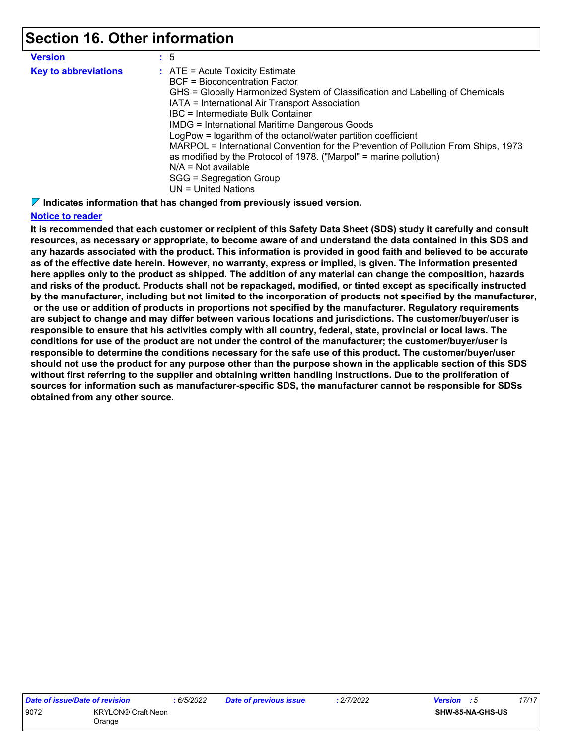# Section 16. Other information

**Version** : 5

**Key to abbreviations** : ATE = Acute Toxicity Estimate
BCF = Bioconcentration Factor
GHS = Globally Harmonized System of Classification and Labelling of Chemicals
IATA = International Air Transport Association
IBC = Intermediate Bulk Container
IMDG = International Maritime Dangerous Goods
LogPow = logarithm of the octanol/water partition coefficient
MARPOL = International Convention for the Prevention of Pollution From Ships, 1973 as modified by the Protocol of 1978. ("Marpol" = marine pollution)
N/A = Not available
SGG = Segregation Group
UN = United Nations

**Indicates information that has changed from previously issued version.**

**Notice to reader**

**It is recommended that each customer or recipient of this Safety Data Sheet (SDS) study it carefully and consult resources, as necessary or appropriate, to become aware of and understand the data contained in this SDS and any hazards associated with the product. This information is provided in good faith and believed to be accurate as of the effective date herein. However, no warranty, express or implied, is given. The information presented here applies only to the product as shipped. The addition of any material can change the composition, hazards and risks of the product. Products shall not be repackaged, modified, or tinted except as specifically instructed by the manufacturer, including but not limited to the incorporation of products not specified by the manufacturer, or the use or addition of products in proportions not specified by the manufacturer. Regulatory requirements are subject to change and may differ between various locations and jurisdictions. The customer/buyer/user is responsible to ensure that his activities comply with all country, federal, state, provincial or local laws. The conditions for use of the product are not under the control of the manufacturer; the customer/buyer/user is responsible to determine the conditions necessary for the safe use of this product. The customer/buyer/user should not use the product for any purpose other than the purpose shown in the applicable section of this SDS without first referring to the supplier and obtaining written handling instructions. Due to the proliferation of sources for information such as manufacturer-specific SDS, the manufacturer cannot be responsible for SDSs obtained from any other source.**